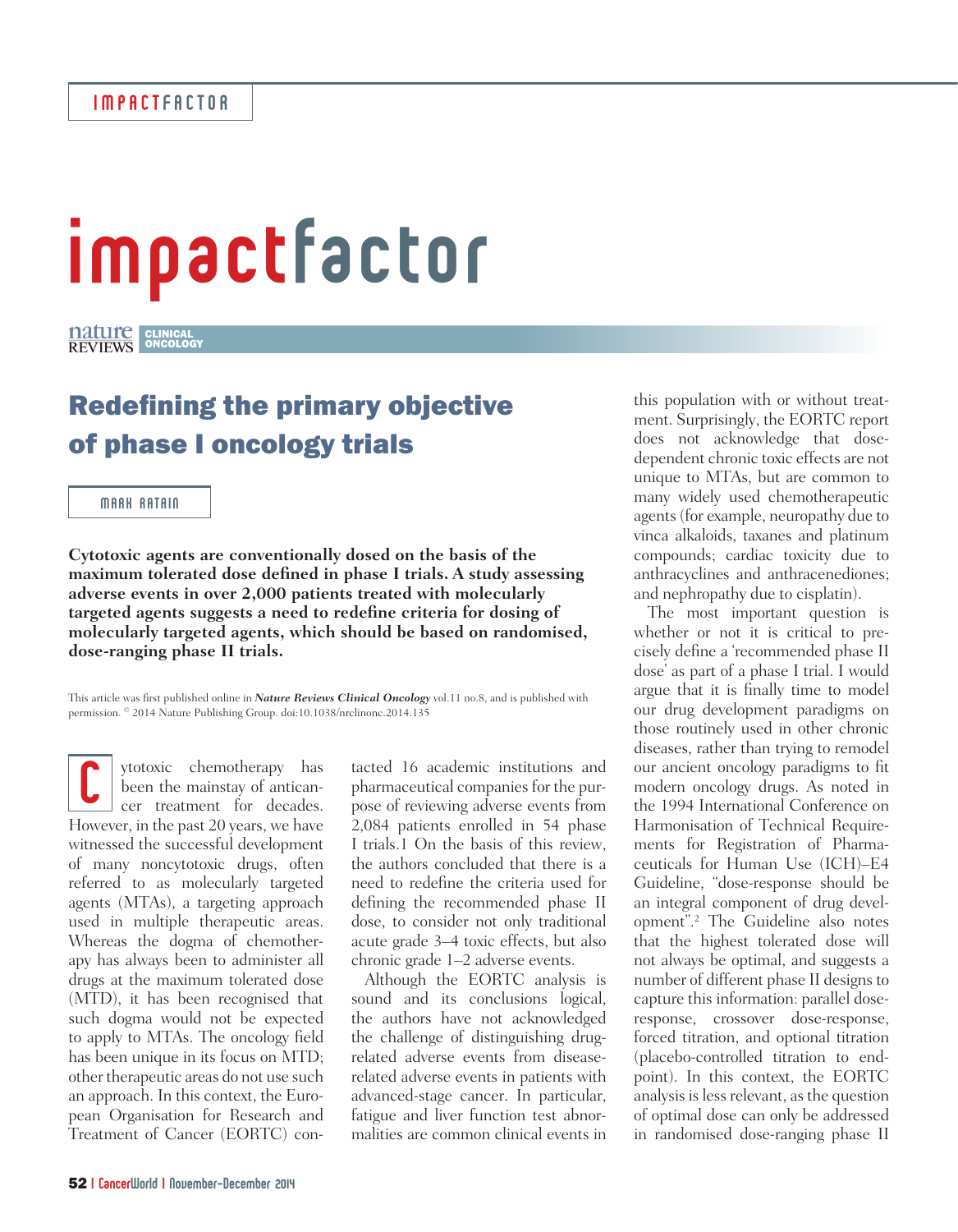# impactfactor

## Redefining the primary objective of phase I oncology trials

MARK RATAIN

**Cytotoxic agents are conventionally dosed on the basis of the maximum tolerated dose defined in phase I trials. A study assessing adverse events in over 2,000 patients treated with molecularly targeted agents suggests a need to redefine criteria for dosing of molecularly targeted agents, which should be based on randomised, dose-ranging phase II trials.**

This article was first published online in ***Nature Reviews Clinical Oncology*** vol.11 no.8, and is published with permission. © 2014 Nature Publishing Group. doi:10.1038/nrclinonc.2014.135

Cytotoxic chemotherapy has been the mainstay of anticancer treatment for decades. However, in the past 20 years, we have witnessed the successful development of many noncytotoxic drugs, often referred to as molecularly targeted agents (MTAs), a targeting approach used in multiple therapeutic areas. Whereas the dogma of chemotherapy has always been to administer all drugs at the maximum tolerated dose (MTD), it has been recognised that such dogma would not be expected to apply to MTAs. The oncology field has been unique in its focus on MTD; other therapeutic areas do not use such an approach. In this context, the European Organisation for Research and Treatment of Cancer (EORTC) contacted 16 academic institutions and pharmaceutical companies for the purpose of reviewing adverse events from 2,084 patients enrolled in 54 phase I trials.[1] On the basis of this review, the authors concluded that there is a need to redefine the criteria used for defining the recommended phase II dose, to consider not only traditional acute grade 3–4 toxic effects, but also chronic grade 1–2 adverse events.

Although the EORTC analysis is sound and its conclusions logical, the authors have not acknowledged the challenge of distinguishing drug-related adverse events from disease-related adverse events in patients with advanced-stage cancer. In particular, fatigue and liver function test abnormalities are common clinical events in this population with or without treatment. Surprisingly, the EORTC report does not acknowledge that dose-dependent chronic toxic effects are not unique to MTAs, but are common to many widely used chemotherapeutic agents (for example, neuropathy due to vinca alkaloids, taxanes and platinum compounds; cardiac toxicity due to anthracyclines and anthracenediones; and nephropathy due to cisplatin).

The most important question is whether or not it is critical to precisely define a 'recommended phase II dose' as part of a phase I trial. I would argue that it is finally time to model our drug development paradigms on those routinely used in other chronic diseases, rather than trying to remodel our ancient oncology paradigms to fit modern oncology drugs. As noted in the 1994 International Conference on Harmonisation of Technical Requirements for Registration of Pharmaceuticals for Human Use (ICH)–E4 Guideline, "dose-response should be an integral component of drug development".[2] The Guideline also notes that the highest tolerated dose will not always be optimal, and suggests a number of different phase II designs to capture this information: parallel dose-response, crossover dose-response, forced titration, and optional titration (placebo-controlled titration to endpoint). In this context, the EORTC analysis is less relevant, as the question of optimal dose can only be addressed in randomised dose-ranging phase II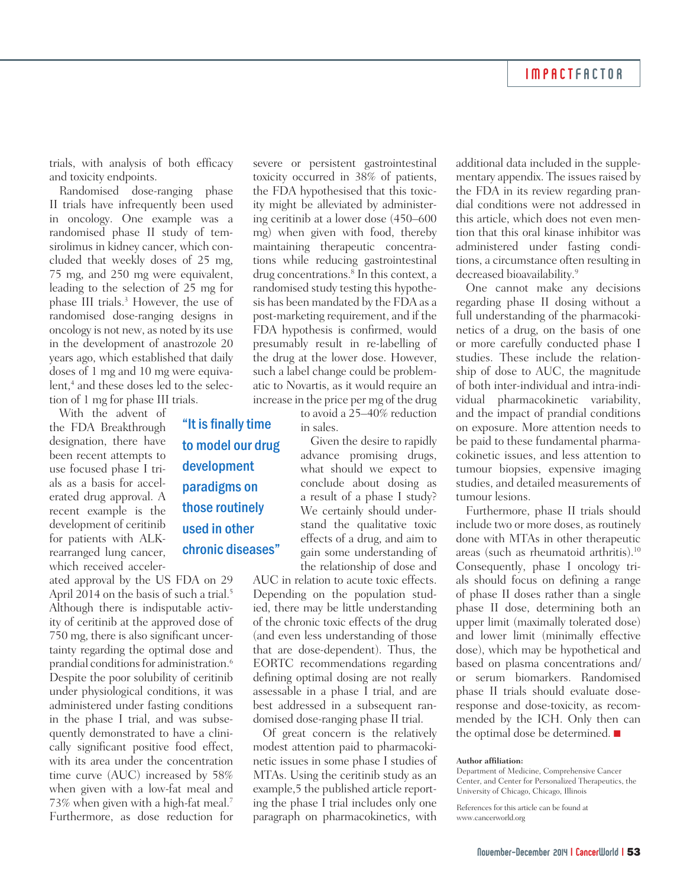trials, with analysis of both efficacy and toxicity endpoints.

Randomised dose-ranging phase II trials have infrequently been used in oncology. One example was a randomised phase II study of temsirolimus in kidney cancer, which concluded that weekly doses of 25 mg, 75 mg, and 250 mg were equivalent, leading to the selection of 25 mg for phase III trials.[3] However, the use of randomised dose-ranging designs in oncology is not new, as noted by its use in the development of anastrozole 20 years ago, which established that daily doses of 1 mg and 10 mg were equivalent,[4] and these doses led to the selection of 1 mg for phase III trials.

With the advent of the FDA Breakthrough designation, there have been recent attempts to use focused phase I trials as a basis for accelerated drug approval. A recent example is the development of ceritinib for patients with ALK-rearranged lung cancer, which received accelerated approval by the US FDA on 29 April 2014 on the basis of such a trial.[5] Although there is indisputable activity of ceritinib at the approved dose of 750 mg, there is also significant uncertainty regarding the optimal dose and prandial conditions for administration.[6] Despite the poor solubility of ceritinib under physiological conditions, it was administered under fasting conditions in the phase I trial, and was subsequently demonstrated to have a clinically significant positive food effect, with its area under the concentration time curve (AUC) increased by 58% when given with a low-fat meal and 73% when given with a high-fat meal.[7] Furthermore, as dose reduction for severe or persistent gastrointestinal toxicity occurred in 38% of patients, the FDA hypothesised that this toxicity might be alleviated by administering ceritinib at a lower dose (450–600 mg) when given with food, thereby maintaining therapeutic concentrations while reducing gastrointestinal drug concentrations.[8] In this context, a randomised study testing this hypothesis has been mandated by the FDA as a post-marketing requirement, and if the FDA hypothesis is confirmed, would presumably result in re-labelling of the drug at the lower dose. However, such a label change could be problematic to Novartis, as it would require an increase in the price per mg of the drug to avoid a 25–40% reduction in sales.

> "It is finally time to model our drug development paradigms on those routinely used in other chronic diseases"

Given the desire to rapidly advance promising drugs, what should we expect to conclude about dosing as a result of a phase I study? We certainly should understand the qualitative toxic effects of a drug, and aim to gain some understanding of the relationship of dose and AUC in relation to acute toxic effects. Depending on the population studied, there may be little understanding of the chronic toxic effects of the drug (and even less understanding of those that are dose-dependent). Thus, the EORTC recommendations regarding defining optimal dosing are not really assessable in a phase I trial, and are best addressed in a subsequent randomised dose-ranging phase II trial.

Of great concern is the relatively modest attention paid to pharmacokinetic issues in some phase I studies of MTAs. Using the ceritinib study as an example,5 the published article reporting the phase I trial includes only one paragraph on pharmacokinetics, with additional data included in the supplementary appendix. The issues raised by the FDA in its review regarding prandial conditions were not addressed in this article, which does not even mention that this oral kinase inhibitor was administered under fasting conditions, a circumstance often resulting in decreased bioavailability.[9]

One cannot make any decisions regarding phase II dosing without a full understanding of the pharmacokinetics of a drug, on the basis of one or more carefully conducted phase I studies. These include the relationship of dose to AUC, the magnitude of both inter-individual and intra-individual pharmacokinetic variability, and the impact of prandial conditions on exposure. More attention needs to be paid to these fundamental pharmacokinetic issues, and less attention to tumour biopsies, expensive imaging studies, and detailed measurements of tumour lesions.

Furthermore, phase II trials should include two or more doses, as routinely done with MTAs in other therapeutic areas (such as rheumatoid arthritis).[10] Consequently, phase I oncology trials should focus on defining a range of phase II doses rather than a single phase II dose, determining both an upper limit (maximally tolerated dose) and lower limit (minimally effective dose), which may be hypothetical and based on plasma concentrations and/or serum biomarkers. Randomised phase II trials should evaluate dose-response and dose-toxicity, as recommended by the ICH. Only then can the optimal dose be determined. ■

**Author affiliation:**

Department of Medicine, Comprehensive Cancer Center, and Center for Personalized Therapeutics, the University of Chicago, Chicago, Illinois

References for this article can be found at www.cancerworld.org